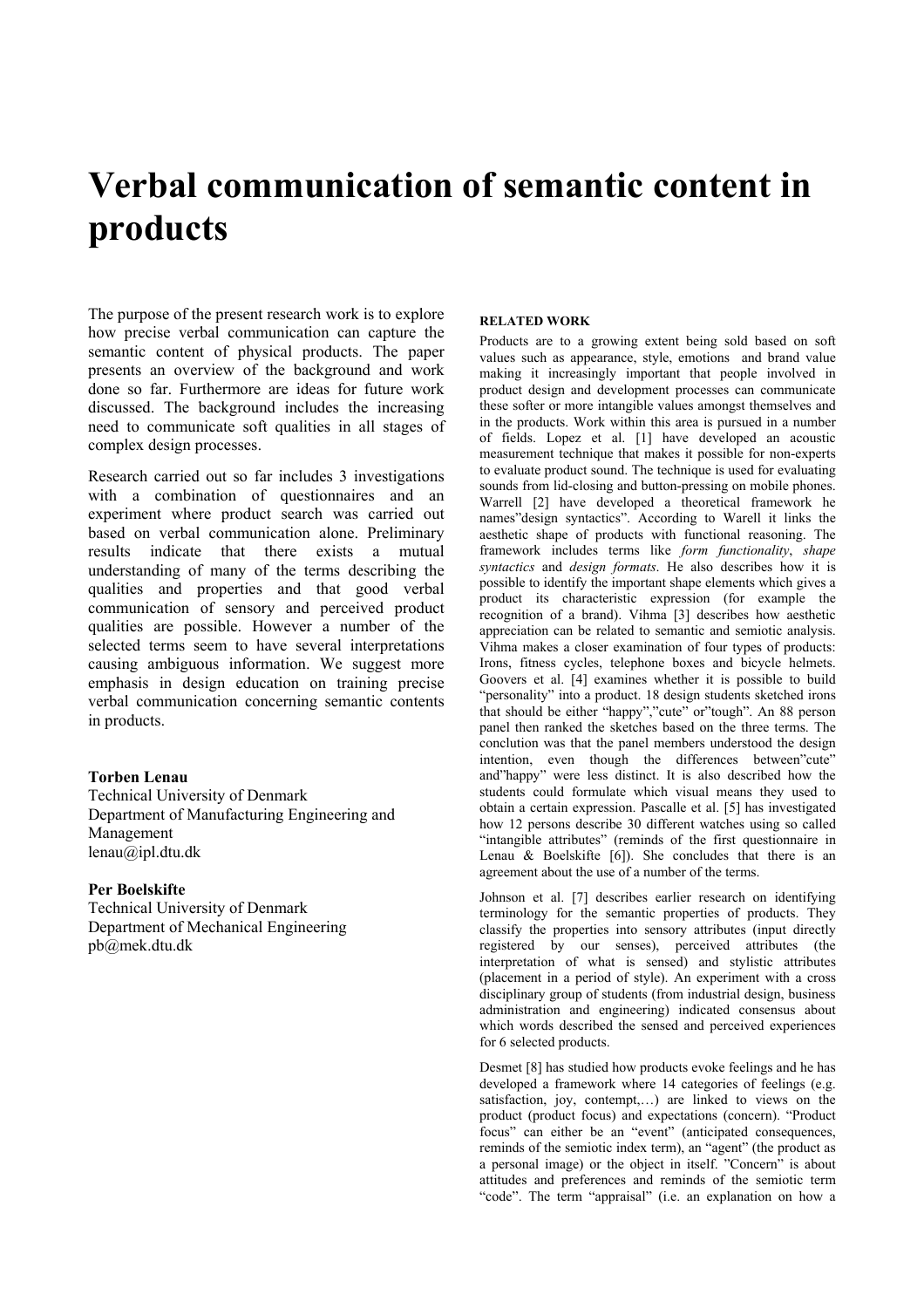# Verbal communication of semantic content in products

The purpose of the present research work is to explore how precise verbal communication can capture the semantic content of physical products. The paper presents an overview of the background and work done so far. Furthermore are ideas for future work discussed. The background includes the increasing need to communicate soft qualities in all stages of complex design processes.

Research carried out so far includes 3 investigations with a combination of questionnaires and an experiment where product search was carried out based on verbal communication alone. Preliminary results indicate that there exists a mutual understanding of many of the terms describing the qualities and properties and that good verbal communication of sensory and perceived product qualities are possible. However a number of the selected terms seem to have several interpretations causing ambiguous information. We suggest more emphasis in design education on training precise verbal communication concerning semantic contents in products.

**Torben Lenau**
Technical University of Denmark
Department of Manufacturing Engineering and Management
lenau@ipl.dtu.dk

**Per Boelskifte**
Technical University of Denmark
Department of Mechanical Engineering
pb@mek.dtu.dk

### RELATED WORK

Products are to a growing extent being sold based on soft values such as appearance, style, emotions and brand value making it increasingly important that people involved in product design and development processes can communicate these softer or more intangible values amongst themselves and in the products. Work within this area is pursued in a number of fields. Lopez et al. [1] have developed an acoustic measurement technique that makes it possible for non-experts to evaluate product sound. The technique is used for evaluating sounds from lid-closing and button-pressing on mobile phones. Warrell [2] have developed a theoretical framework he names"design syntactics". According to Warell it links the aesthetic shape of products with functional reasoning. The framework includes terms like *form functionality*, *shape syntactics* and *design formats*. He also describes how it is possible to identify the important shape elements which gives a product its characteristic expression (for example the recognition of a brand). Vihma [3] describes how aesthetic appreciation can be related to semantic and semiotic analysis. Vihma makes a closer examination of four types of products: Irons, fitness cycles, telephone boxes and bicycle helmets. Goovers et al. [4] examines whether it is possible to build "personality" into a product. 18 design students sketched irons that should be either "happy","cute" or"tough". An 88 person panel then ranked the sketches based on the three terms. The conclution was that the panel members understood the design intention, even though the differences between"cute" and"happy" were less distinct. It is also described how the students could formulate which visual means they used to obtain a certain expression. Pascalle et al. [5] has investigated how 12 persons describe 30 different watches using so called "intangible attributes" (reminds of the first questionnaire in Lenau & Boelskifte [6]). She concludes that there is an agreement about the use of a number of the terms.

Johnson et al. [7] describes earlier research on identifying terminology for the semantic properties of products. They classify the properties into sensory attributes (input directly registered by our senses), perceived attributes (the interpretation of what is sensed) and stylistic attributes (placement in a period of style). An experiment with a cross disciplinary group of students (from industrial design, business administration and engineering) indicated consensus about which words described the sensed and perceived experiences for 6 selected products.

Desmet [8] has studied how products evoke feelings and he has developed a framework where 14 categories of feelings (e.g. satisfaction, joy, contempt,…) are linked to views on the product (product focus) and expectations (concern). "Product focus" can either be an "event" (anticipated consequences, reminds of the semiotic index term), an "agent" (the product as a personal image) or the object in itself. "Concern" is about attitudes and preferences and reminds of the semiotic term "code". The term "appraisal" (i.e. an explanation on how a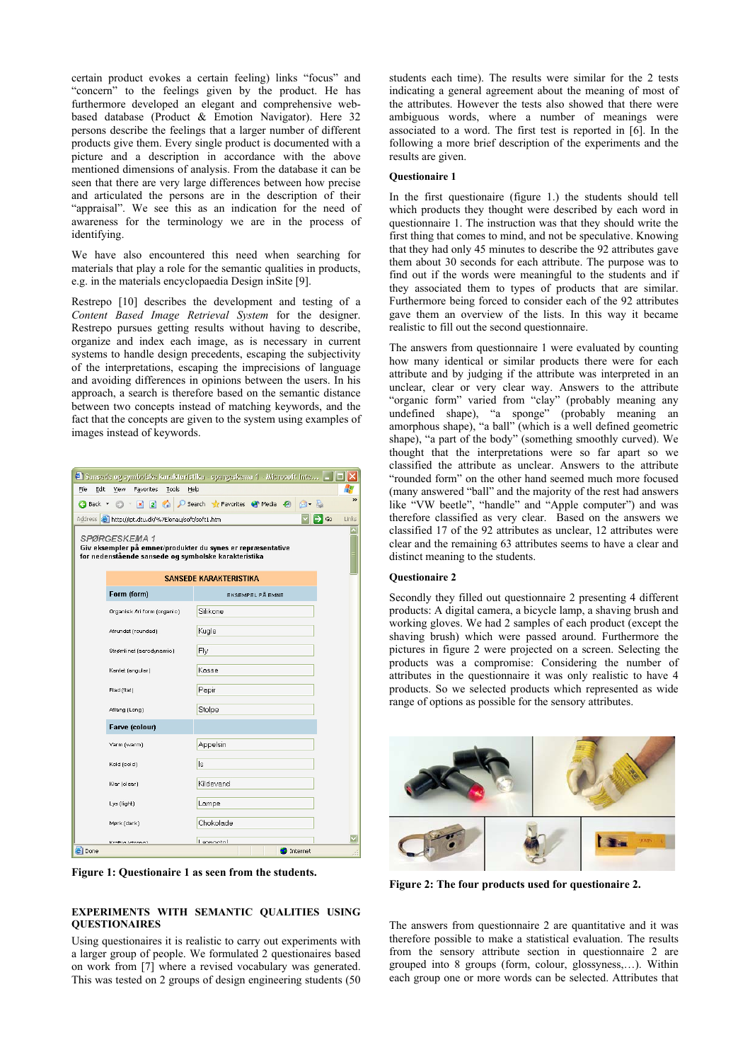certain product evokes a certain feeling) links "focus" and "concern" to the feelings given by the product. He has furthermore developed an elegant and comprehensive web-based database (Product & Emotion Navigator). Here 32 persons describe the feelings that a larger number of different products give them. Every single product is documented with a picture and a description in accordance with the above mentioned dimensions of analysis. From the database it can be seen that there are very large differences between how precise and articulated the persons are in the description of their "appraisal". We see this as an indication for the need of awareness for the terminology we are in the process of identifying.

We have also encountered this need when searching for materials that play a role for the semantic qualities in products, e.g. in the materials encyclopaedia Design inSite [9].

Restrepo [10] describes the development and testing of a *Content Based Image Retrieval System* for the designer. Restrepo pursues getting results without having to describe, organize and index each image, as is necessary in current systems to handle design precedents, escaping the subjectivity of the interpretations, escaping the imprecisions of language and avoiding differences in opinions between the users. In his approach, a search is therefore based on the semantic distance between two concepts instead of matching keywords, and the fact that the concepts are given to the system using examples of images instead of keywords.

**Figure 1: Questionaire 1 as seen from the students.**

## EXPERIMENTS WITH SEMANTIC QUALITIES USING QUESTIONAIRES

Using questionaires it is realistic to carry out experiments with a larger group of people. We formulated 2 questionaires based on work from [7] where a revised vocabulary was generated. This was tested on 2 groups of design engineering students (50 students each time). The results were similar for the 2 tests indicating a general agreement about the meaning of most of the attributes. However the tests also showed that there were ambiguous words, where a number of meanings were associated to a word. The first test is reported in [6]. In the following a more brief description of the experiments and the results are given.

### Questionaire 1

In the first questionaire (figure 1.) the students should tell which products they thought were described by each word in questionaire 1. The instruction was that they should write the first thing that comes to mind, and not be speculative. Knowing that they had only 45 minutes to describe the 92 attributes gave them about 30 seconds for each attribute. The purpose was to find out if the words were meaningful to the students and if they associated them to types of products that are similar. Furthermore being forced to consider each of the 92 attributes gave them an overview of the lists. In this way it became realistic to fill out the second questionaire.

The answers from questionaire 1 were evaluated by counting how many identical or similar products there were for each attribute and by judging if the attribute was interpreted in an unclear, clear or very clear way. Answers to the attribute "organic form" varied from "clay" (probably meaning any undefined shape), "a sponge" (probably meaning an amorphous shape), "a ball" (which is a well defined geometric shape), "a part of the body" (something smoothly curved). We thought that the interpretations were so far apart so we classified the attribute as unclear. Answers to the attribute "rounded form" on the other hand seemed much more focused (many answered "ball" and the majority of the rest had answers like "VW beetle", "handle" and "Apple computer") and was therefore classified as very clear. Based on the answers we classified 17 of the 92 attributes as unclear, 12 attributes were clear and the remaining 63 attributes seems to have a clear and distinct meaning to the students.

### Questionaire 2

Secondly they filled out questionaire 2 presenting 4 different products: A digital camera, a bicycle lamp, a shaving brush and working gloves. We had 2 samples of each product (except the shaving brush) which were passed around. Furthermore the pictures in figure 2 were projected on a screen. Selecting the products was a compromise: Considering the number of attributes in the questionaire it was only realistic to have 4 products. So we selected products which represented as wide range of options as possible for the sensory attributes.

**Figure 2: The four products used for questionaire 2.**

The answers from questionaire 2 are quantitative and it was therefore possible to make a statistical evaluation. The results from the sensory attribute section in questionaire 2 are grouped into 8 groups (form, colour, glossyness,…). Within each group one or more words can be selected. Attributes that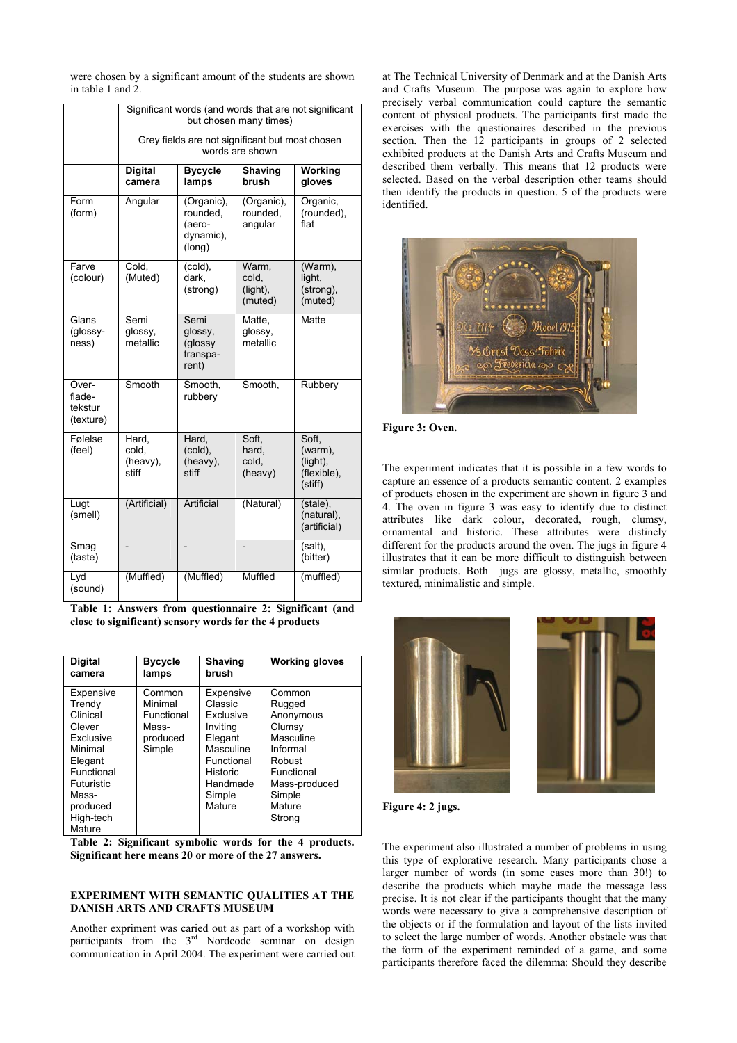were chosen by a significant amount of the students are shown in table 1 and 2.

| | Significant words (and words that are not significant but chosen many times)<br><br>Grey fields are not significant but most chosen words are shown | | | |
|---|---|---|---|---|
| | **Digital camera** | **Bycycle lamps** | **Shaving brush** | **Working gloves** |
| Form (form) | Angular | (Organic), rounded, (aero-dynamic), (long) | (Organic), rounded, angular | Organic, (rounded), flat |
| Farve (colour) | Cold, (Muted) | (cold), dark, (strong) | Warm, cold, (light), (muted) | (Warm), light, (strong), (muted) |
| Glans (glossy-ness) | Semi glossy, metallic | Semi glossy, (glossy transpa-rent) | Matte, glossy, metallic | Matte |
| Over-flade-tekstur (texture) | Smooth | Smooth, rubbery | Smooth, | Rubbery |
| Følelse (feel) | Hard, cold, (heavy), stiff | Hard, (cold), (heavy), stiff | Soft, hard, cold, (heavy) | Soft, (warm), (light), (flexible), (stiff) |
| Lugt (smell) | (Artificial) | Artificial | (Natural) | (stale), (natural), (artificial) |
| Smag (taste) | - | - | - | (salt), (bitter) |
| Lyd (sound) | (Muffled) | (Muffled) | Muffled | (muffled) |

**Table 1: Answers from questionnaire 2: Significant (and close to significant) sensory words for the 4 products**

| Digital camera | Bycycle lamps | Shaving brush | Working gloves |
|---|---|---|---|
| Expensive<br>Trendy<br>Clinical<br>Clever<br>Exclusive<br>Minimal<br>Elegant<br>Functional<br>Futuristic<br>Mass-produced<br>High-tech<br>Mature | Common<br>Minimal<br>Functional<br>Mass-produced<br>Simple | Expensive<br>Classic<br>Exclusive<br>Inviting<br>Elegant<br>Masculine<br>Functional<br>Historic<br>Handmade<br>Simple<br>Mature | Common<br>Rugged<br>Anonymous<br>Clumsy<br>Masculine<br>Informal<br>Robust<br>Functional<br>Mass-produced<br>Simple<br>Mature<br>Strong |

**Table 2: Significant symbolic words for the 4 products. Significant here means 20 or more of the 27 answers.**

### EXPERIMENT WITH SEMANTIC QUALITIES AT THE DANISH ARTS AND CRAFTS MUSEUM

Another expriment was caried out as part of a workshop with participants from the 3rd Nordcode seminar on design communication in April 2004. The experiment were carried out at The Technical University of Denmark and at the Danish Arts and Crafts Museum. The purpose was again to explore how precisely verbal communication could capture the semantic content of physical products. The participants first made the exercises with the questionaires described in the previous section. Then the 12 participants in groups of 2 selected exhibited products at the Danish Arts and Crafts Museum and described them verbally. This means that 12 products were selected. Based on the verbal description other teams should then identify the products in question. 5 of the products were identified.

**Figure 3: Oven.**

The experiment indicates that it is possible in a few words to capture an essence of a products semantic content. 2 examples of products chosen in the experiment are shown in figure 3 and 4. The oven in figure 3 was easy to identify due to distinct attributes like dark colour, decorated, rough, clumsy, ornamental and historic. These attributes were distincly different for the products around the oven. The jugs in figure 4 illustrates that it can be more difficult to distinguish between similar products. Both jugs are glossy, metallic, smoothly textured, minimalistic and simple.

**Figure 4: 2 jugs.**

The experiment also illustrated a number of problems in using this type of explorative research. Many participants chose a larger number of words (in some cases more than 30!) to describe the products which maybe made the message less precise. It is not clear if the participants thought that the many words were necessary to give a comprehensive description of the objects or if the formulation and layout of the lists invited to select the large number of words. Another obstacle was that the form of the experiment reminded of a game, and some participants therefore faced the dilemma: Should they describe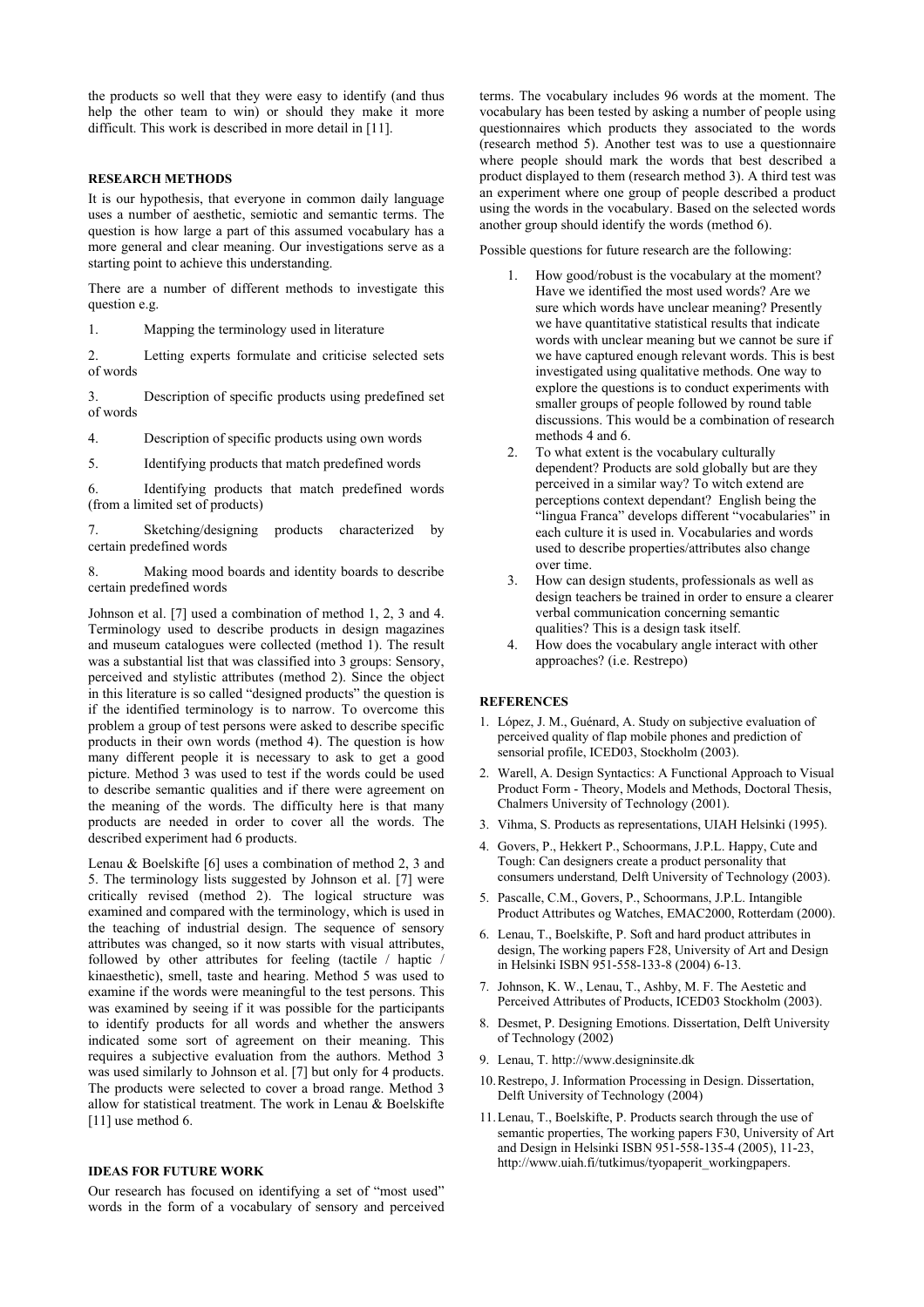the products so well that they were easy to identify (and thus help the other team to win) or should they make it more difficult. This work is described in more detail in [11].

## RESEARCH METHODS

It is our hypothesis, that everyone in common daily language uses a number of aesthetic, semiotic and semantic terms. The question is how large a part of this assumed vocabulary has a more general and clear meaning. Our investigations serve as a starting point to achieve this understanding.

There are a number of different methods to investigate this question e.g.

1. Mapping the terminology used in literature
2. Letting experts formulate and criticise selected sets of words
3. Description of specific products using predefined set of words
4. Description of specific products using own words
5. Identifying products that match predefined words
6. Identifying products that match predefined words (from a limited set of products)
7. Sketching/designing products characterized by certain predefined words
8. Making mood boards and identity boards to describe certain predefined words

Johnson et al. [7] used a combination of method 1, 2, 3 and 4. Terminology used to describe products in design magazines and museum catalogues were collected (method 1). The result was a substantial list that was classified into 3 groups: Sensory, perceived and stylistic attributes (method 2). Since the object in this literature is so called "designed products" the question is if the identified terminology is to narrow. To overcome this problem a group of test persons were asked to describe specific products in their own words (method 4). The question is how many different people it is necessary to ask to get a good picture. Method 3 was used to test if the words could be used to describe semantic qualities and if there were agreement on the meaning of the words. The difficulty here is that many products are needed in order to cover all the words. The described experiment had 6 products.

Lenau & Boelskifte [6] uses a combination of method 2, 3 and 5. The terminology lists suggested by Johnson et al. [7] were critically revised (method 2). The logical structure was examined and compared with the terminology, which is used in the teaching of industrial design. The sequence of sensory attributes was changed, so it now starts with visual attributes, followed by other attributes for feeling (tactile / haptic / kinaesthetic), smell, taste and hearing. Method 5 was used to examine if the words were meaningful to the test persons. This was examined by seeing if it was possible for the participants to identify products for all words and whether the answers indicated some sort of agreement on their meaning. This requires a subjective evaluation from the authors. Method 3 was used similarly to Johnson et al. [7] but only for 4 products. The products were selected to cover a broad range. Method 3 allow for statistical treatment. The work in Lenau & Boelskifte [11] use method 6.

## IDEAS FOR FUTURE WORK

Our research has focused on identifying a set of "most used" words in the form of a vocabulary of sensory and perceived terms. The vocabulary includes 96 words at the moment. The vocabulary has been tested by asking a number of people using questionnaires which products they associated to the words (research method 5). Another test was to use a questionnaire where people should mark the words that best described a product displayed to them (research method 3). A third test was an experiment where one group of people described a product using the words in the vocabulary. Based on the selected words another group should identify the words (method 6).

Possible questions for future research are the following:

1. How good/robust is the vocabulary at the moment? Have we identified the most used words? Are we sure which words have unclear meaning? Presently we have quantitative statistical results that indicate words with unclear meaning but we cannot be sure if we have captured enough relevant words. This is best investigated using qualitative methods. One way to explore the questions is to conduct experiments with smaller groups of people followed by round table discussions. This would be a combination of research methods 4 and 6.
2. To what extent is the vocabulary culturally dependent? Products are sold globally but are they perceived in a similar way? To witch extend are perceptions context dependant? English being the "lingua Franca" develops different "vocabularies" in each culture it is used in. Vocabularies and words used to describe properties/attributes also change over time.
3. How can design students, professionals as well as design teachers be trained in order to ensure a clearer verbal communication concerning semantic qualities? This is a design task itself.
4. How does the vocabulary angle interact with other approaches? (i.e. Restrepo)

## REFERENCES

1. López, J. M., Guénard, A. Study on subjective evaluation of perceived quality of flap mobile phones and prediction of sensorial profile, ICED03, Stockholm (2003).
2. Warell, A. Design Syntactics: A Functional Approach to Visual Product Form - Theory, Models and Methods, Doctoral Thesis, Chalmers University of Technology (2001).
3. Vihma, S. Products as representations, UIAH Helsinki (1995).
4. Govers, P., Hekkert P., Schoormans, J.P.L. Happy, Cute and Tough: Can designers create a product personality that consumers understand*,* Delft University of Technology (2003).
5. Pascalle, C.M., Govers, P., Schoormans, J.P.L. Intangible Product Attributes og Watches, EMAC2000, Rotterdam (2000).
6. Lenau, T., Boelskifte, P. Soft and hard product attributes in design, The working papers F28, University of Art and Design in Helsinki ISBN 951-558-133-8 (2004) 6-13.
7. Johnson, K. W., Lenau, T., Ashby, M. F. The Aestetic and Perceived Attributes of Products, ICED03 Stockholm (2003).
8. Desmet, P. Designing Emotions. Dissertation, Delft University of Technology (2002)
9. Lenau, T. http://www.designinsite.dk
10. Restrepo, J. Information Processing in Design. Dissertation, Delft University of Technology (2004)
11. Lenau, T., Boelskifte, P. Products search through the use of semantic properties, The working papers F30, University of Art and Design in Helsinki ISBN 951-558-135-4 (2005), 11-23, http://www.uiah.fi/tutkimus/tyopaperit_workingpapers.